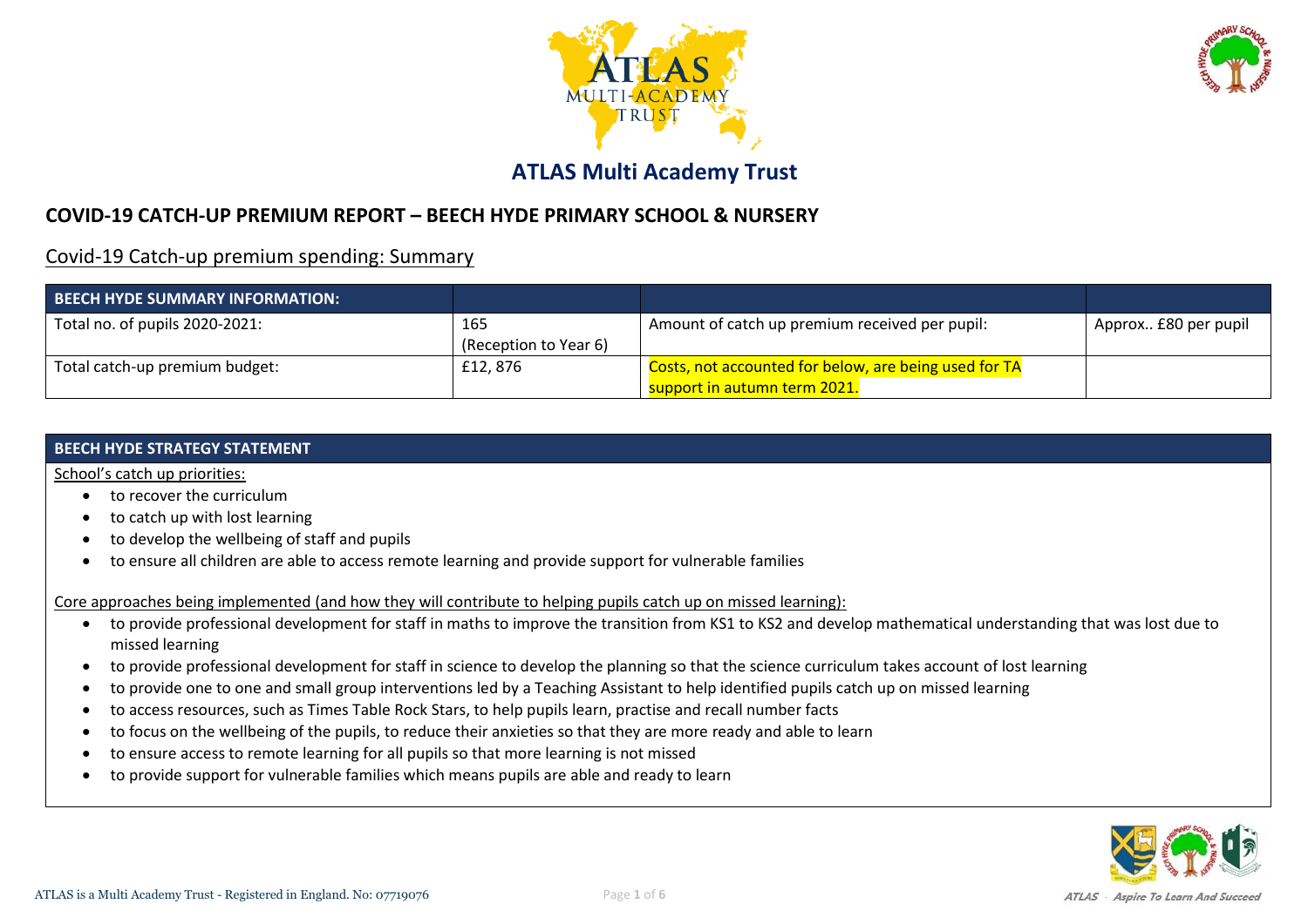# ATLAS Multi Academy Trust

## COVID-19 CATCH-UP PREMIUM REPORT – BEECH HYDE PRIMARY SCHOOL & NURSERY

### Covid-19 Catch-up premium spending: Summary

| BEECH HYDE SUMMARY INFORMATION: | | | |
|---|---|---|---|
| Total no. of pupils 2020-2021: | 165 (Reception to Year 6) | Amount of catch up premium received per pupil: | Approx.. £80 per pupil |
| Total catch-up premium budget: | £12, 876 | Costs, not accounted for below, are being used for TA support in autumn term 2021. | |

**BEECH HYDE STRATEGY STATEMENT**

School's catch up priorities:

- to recover the curriculum
- to catch up with lost learning
- to develop the wellbeing of staff and pupils
- to ensure all children are able to access remote learning and provide support for vulnerable families

Core approaches being implemented (and how they will contribute to helping pupils catch up on missed learning):

- to provide professional development for staff in maths to improve the transition from KS1 to KS2 and develop mathematical understanding that was lost due to missed learning
- to provide professional development for staff in science to develop the planning so that the science curriculum takes account of lost learning
- to provide one to one and small group interventions led by a Teaching Assistant to help identified pupils catch up on missed learning
- to access resources, such as Times Table Rock Stars, to help pupils learn, practise and recall number facts
- to focus on the wellbeing of the pupils, to reduce their anxieties so that they are more ready and able to learn
- to ensure access to remote learning for all pupils so that more learning is not missed
- to provide support for vulnerable families which means pupils are able and ready to learn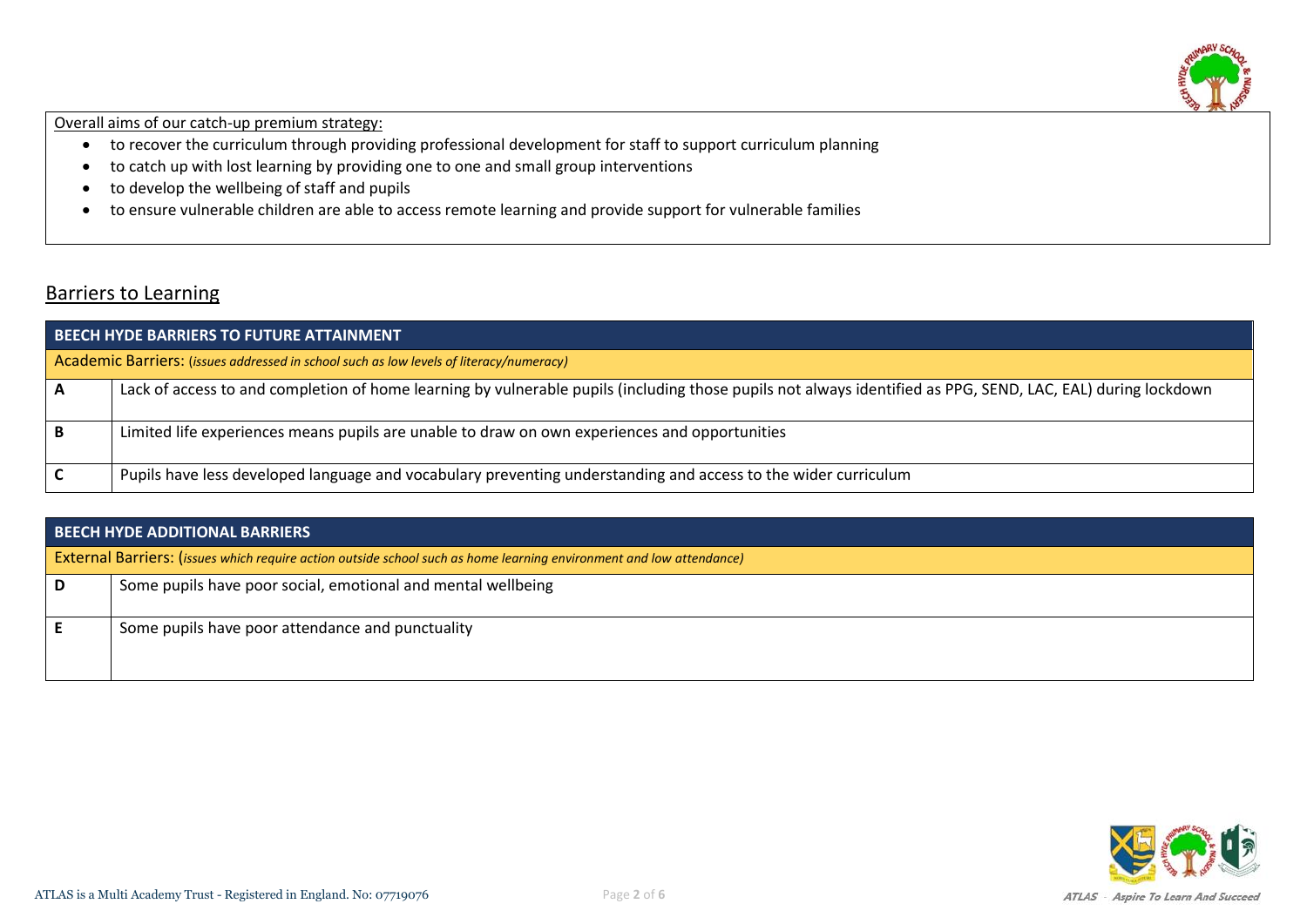Overall aims of our catch-up premium strategy:

- to recover the curriculum through providing professional development for staff to support curriculum planning
- to catch up with lost learning by providing one to one and small group interventions
- to develop the wellbeing of staff and pupils
- to ensure vulnerable children are able to access remote learning and provide support for vulnerable families

## Barriers to Learning

| **BEECH HYDE BARRIERS TO FUTURE ATTAINMENT** | |
|---|---|
| Academic Barriers: (*issues addressed in school such as low levels of literacy/numeracy)* | |
| **A** | Lack of access to and completion of home learning by vulnerable pupils (including those pupils not always identified as PPG, SEND, LAC, EAL) during lockdown |
| **B** | Limited life experiences means pupils are unable to draw on own experiences and opportunities |
| **C** | Pupils have less developed language and vocabulary preventing understanding and access to the wider curriculum |

| **BEECH HYDE ADDITIONAL BARRIERS** | |
|---|---|
| External Barriers: (*issues which require action outside school such as home learning environment and low attendance)* | |
| **D** | Some pupils have poor social, emotional and mental wellbeing |
| **E** | Some pupils have poor attendance and punctuality |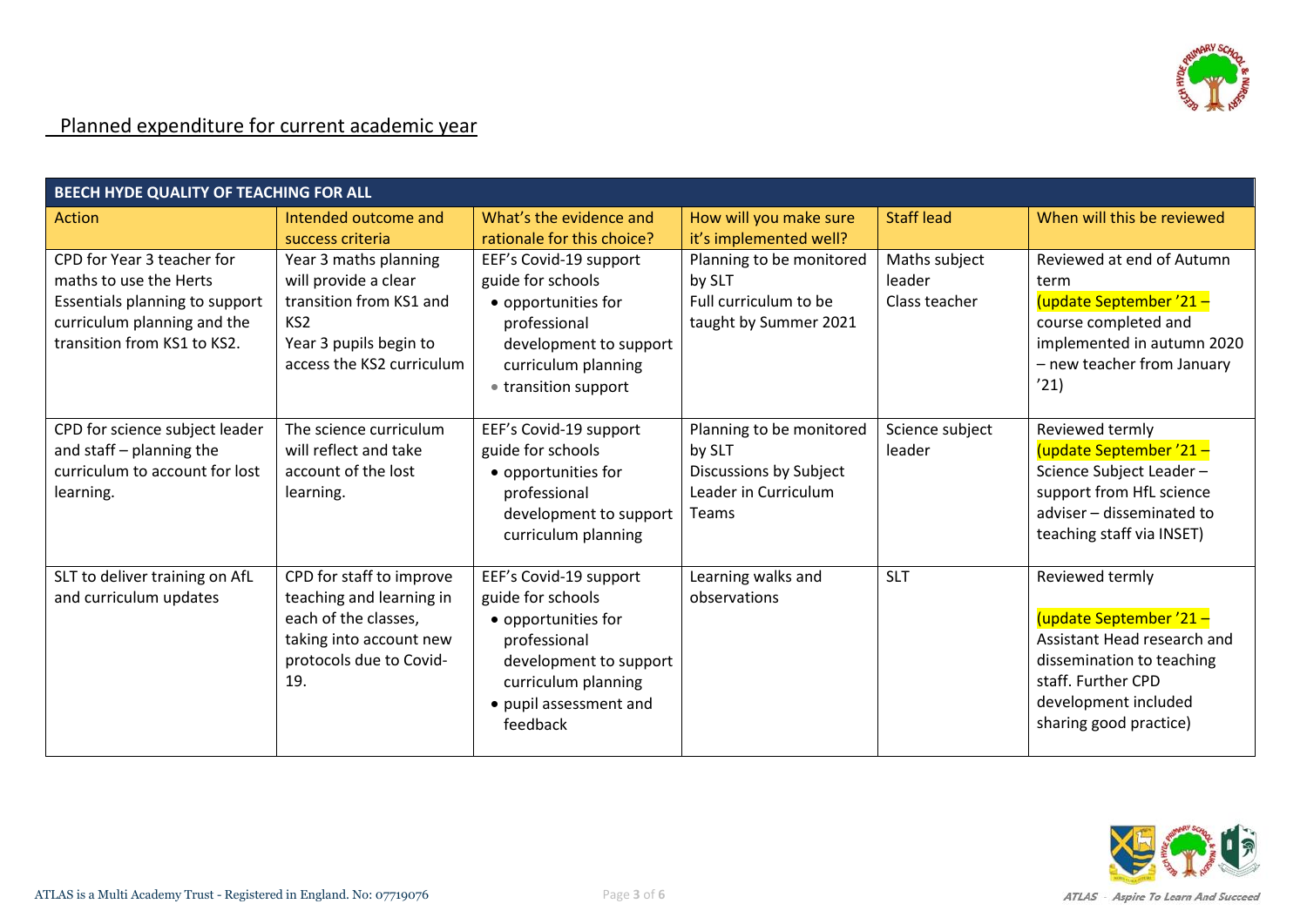## Planned expenditure for current academic year

| BEECH HYDE QUALITY OF TEACHING FOR ALL | | | | | |
|---|---|---|---|---|---|
| Action | Intended outcome and success criteria | What's the evidence and rationale for this choice? | How will you make sure it's implemented well? | Staff lead | When will this be reviewed |
| CPD for Year 3 teacher for maths to use the Herts Essentials planning to support curriculum planning and the transition from KS1 to KS2. | Year 3 maths planning will provide a clear transition from KS1 and KS2<br>Year 3 pupils begin to access the KS2 curriculum | EEF's Covid-19 support guide for schools<br>• opportunities for professional development to support curriculum planning<br>• transition support | Planning to be monitored by SLT<br>Full curriculum to be taught by Summer 2021 | Maths subject leader<br>Class teacher | Reviewed at end of Autumn term<br>(update September '21 – course completed and implemented in autumn 2020 – new teacher from January '21) |
| CPD for science subject leader and staff – planning the curriculum to account for lost learning. | The science curriculum will reflect and take account of the lost learning. | EEF's Covid-19 support guide for schools<br>• opportunities for professional development to support curriculum planning | Planning to be monitored by SLT<br>Discussions by Subject Leader in Curriculum Teams | Science subject leader | Reviewed termly<br>(update September '21 – Science Subject Leader – support from HfL science adviser – disseminated to teaching staff via INSET) |
| SLT to deliver training on AfL and curriculum updates | CPD for staff to improve teaching and learning in each of the classes, taking into account new protocols due to Covid-19. | EEF's Covid-19 support guide for schools<br>• opportunities for professional development to support curriculum planning<br>• pupil assessment and feedback | Learning walks and observations | SLT | Reviewed termly<br><br>(update September '21 – Assistant Head research and dissemination to teaching staff. Further CPD development included sharing good practice) |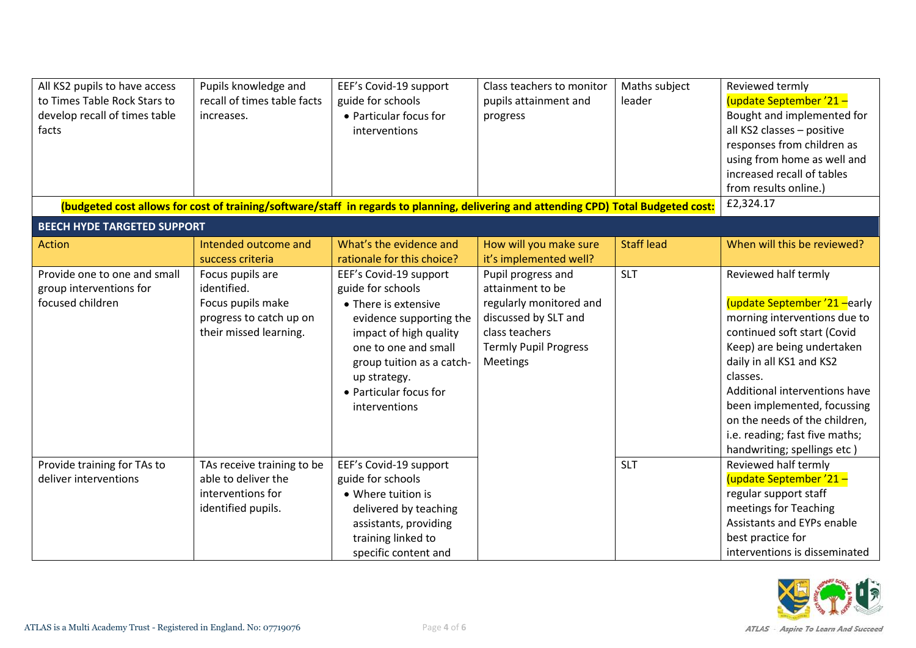| | | | | | |
|---|---|---|---|---|---|
| All KS2 pupils to have access to Times Table Rock Stars to develop recall of times table facts | Pupils knowledge and recall of times table facts increases. | EEF's Covid-19 support guide for schools<br>• Particular focus for interventions | Class teachers to monitor pupils attainment and progress | Maths subject leader | Reviewed termly<br>(update September '21 – Bought and implemented for all KS2 classes – positive responses from children as using from home as well and increased recall of tables from results online.) |
| **(budgeted cost allows for cost of training/software/staff in regards to planning, delivering and attending CPD) Total Budgeted cost:** | | | | | £2,324.17 |
| **BEECH HYDE TARGETED SUPPORT** | | | | | |
| Action | Intended outcome and success criteria | What's the evidence and rationale for this choice? | How will you make sure it's implemented well? | Staff lead | When will this be reviewed? |
| Provide one to one and small group interventions for focused children | Focus pupils are identified.<br>Focus pupils make progress to catch up on their missed learning. | EEF's Covid-19 support guide for schools<br>• There is extensive evidence supporting the impact of high quality one to one and small group tuition as a catch-up strategy.<br>• Particular focus for interventions | Pupil progress and attainment to be regularly monitored and discussed by SLT and class teachers<br>Termly Pupil Progress Meetings | SLT | Reviewed half termly<br><br>(update September '21 –early morning interventions due to continued soft start (Covid Keep) are being undertaken daily in all KS1 and KS2 classes.<br>Additional interventions have been implemented, focussing on the needs of the children, i.e. reading; fast five maths; handwriting; spellings etc ) |
| Provide training for TAs to deliver interventions | TAs receive training to be able to deliver the interventions for identified pupils. | EEF's Covid-19 support guide for schools<br>• Where tuition is delivered by teaching assistants, providing training linked to specific content and | | SLT | Reviewed half termly<br>(update September '21 – regular support staff meetings for Teaching Assistants and EYPs enable best practice for interventions is disseminated |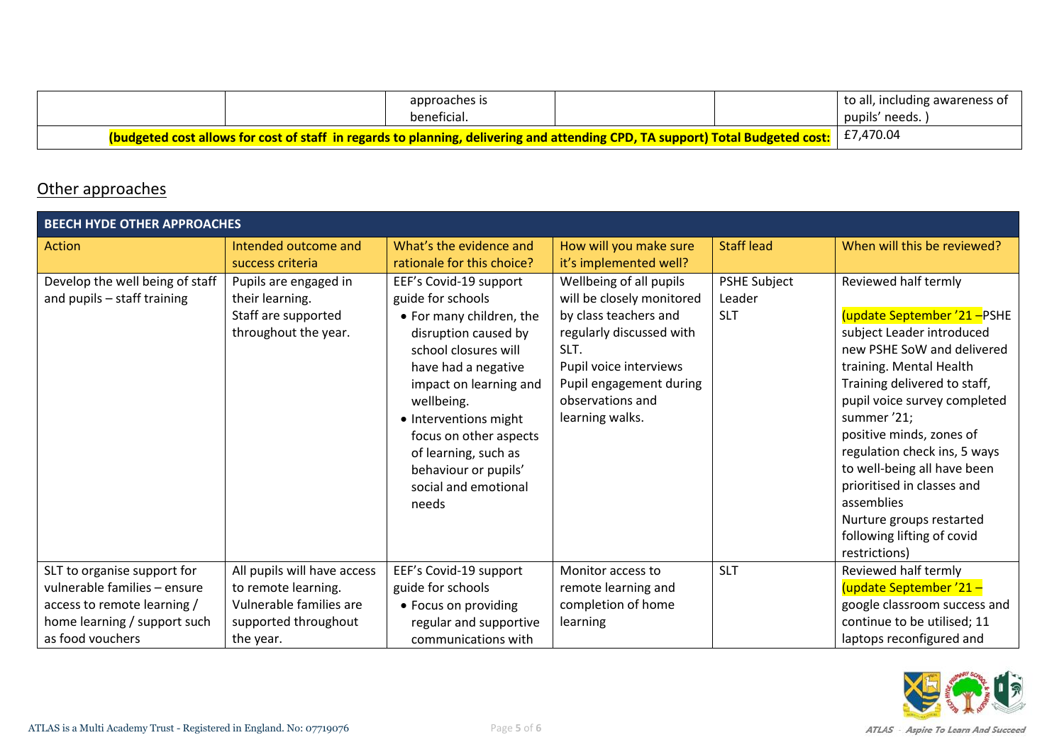| | | approaches is beneficial. | | | to all, including awareness of pupils' needs. ) |
|---|---|---|---|---|---|
| **(budgeted cost allows for cost of staff in regards to planning, delivering and attending CPD, TA support) Total Budgeted cost:** | | | | | £7,470.04 |

## Other approaches

| BEECH HYDE OTHER APPROACHES | | | | | |
|---|---|---|---|---|---|
| Action | Intended outcome and success criteria | What's the evidence and rationale for this choice? | How will you make sure it's implemented well? | Staff lead | When will this be reviewed? |
| Develop the well being of staff and pupils – staff training | Pupils are engaged in their learning.<br>Staff are supported throughout the year. | EEF's Covid-19 support guide for schools<br>• For many children, the disruption caused by school closures will have had a negative impact on learning and wellbeing.<br>• Interventions might focus on other aspects of learning, such as behaviour or pupils' social and emotional needs | Wellbeing of all pupils will be closely monitored by class teachers and regularly discussed with SLT.<br>Pupil voice interviews<br>Pupil engagement during observations and learning walks. | PSHE Subject Leader<br>SLT | Reviewed half termly<br><br>(update September '21 –PSHE subject Leader introduced new PSHE SoW and delivered training. Mental Health Training delivered to staff, pupil voice survey completed summer '21;<br>positive minds, zones of regulation check ins, 5 ways to well-being all have been prioritised in classes and assemblies<br>Nurture groups restarted following lifting of covid restrictions) |
| SLT to organise support for vulnerable families – ensure access to remote learning / home learning / support such as food vouchers | All pupils will have access to remote learning.<br>Vulnerable families are supported throughout the year. | EEF's Covid-19 support guide for schools<br>• Focus on providing regular and supportive communications with | Monitor access to remote learning and completion of home learning | SLT | Reviewed half termly<br>(update September '21 – google classroom success and continue to be utilised; 11 laptops reconfigured and |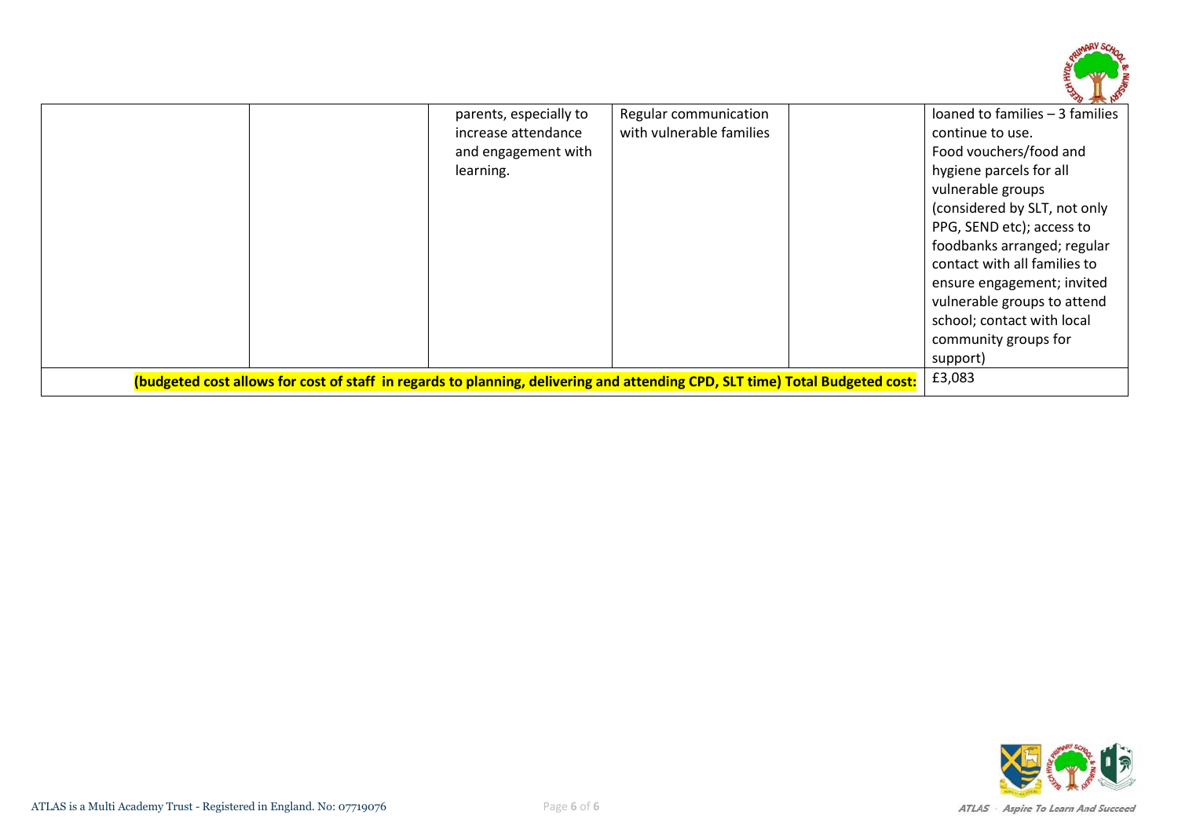| | | | | | |
|---|---|---|---|---|---|
| | | parents, especially to increase attendance and engagement with learning. | Regular communication with vulnerable families | | loaned to families – 3 families continue to use. Food vouchers/food and hygiene parcels for all vulnerable groups (considered by SLT, not only PPG, SEND etc); access to foodbanks arranged; regular contact with all families to ensure engagement; invited vulnerable groups to attend school; contact with local community groups for support) |
| **(budgeted cost allows for cost of staff in regards to planning, delivering and attending CPD, SLT time) Total Budgeted cost:** | | | | | £3,083 |